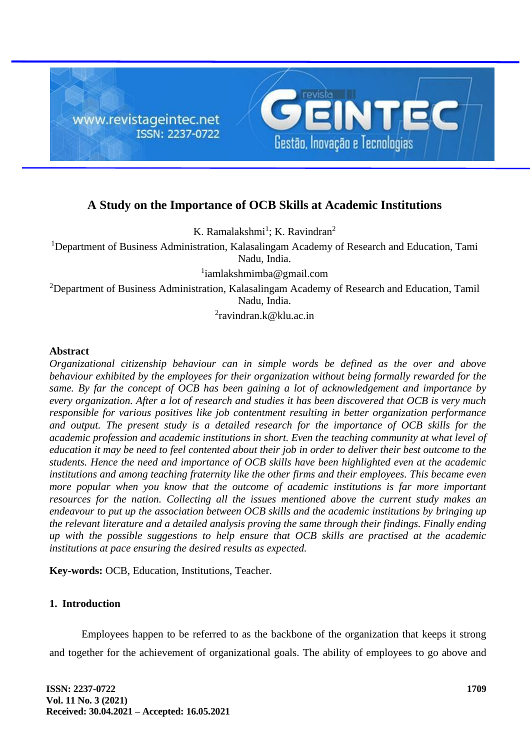# A Study on the Importance of OCB Skills at Academic Institutions

K. Ramalakshmi[1]; K. Ravindran[2]

[1]Department of Business Administration, Kalasalingam Academy of Research and Education, Tami Nadu, India.

[1]iamlakshmimba@gmail.com

[2]Department of Business Administration, Kalasalingam Academy of Research and Education, Tamil Nadu, India.

[2]ravindran.k@klu.ac.in

## Abstract

*Organizational citizenship behaviour can in simple words be defined as the over and above behaviour exhibited by the employees for their organization without being formally rewarded for the same. By far the concept of OCB has been gaining a lot of acknowledgement and importance by every organization. After a lot of research and studies it has been discovered that OCB is very much responsible for various positives like job contentment resulting in better organization performance and output. The present study is a detailed research for the importance of OCB skills for the academic profession and academic institutions in short. Even the teaching community at what level of education it may be need to feel contented about their job in order to deliver their best outcome to the students. Hence the need and importance of OCB skills have been highlighted even at the academic institutions and among teaching fraternity like the other firms and their employees. This became even more popular when you know that the outcome of academic institutions is far more important resources for the nation. Collecting all the issues mentioned above the current study makes an endeavour to put up the association between OCB skills and the academic institutions by bringing up the relevant literature and a detailed analysis proving the same through their findings. Finally ending up with the possible suggestions to help ensure that OCB skills are practised at the academic institutions at pace ensuring the desired results as expected.*

**Key-words:** OCB, Education, Institutions, Teacher.

## 1. Introduction

Employees happen to be referred to as the backbone of the organization that keeps it strong and together for the achievement of organizational goals. The ability of employees to go above and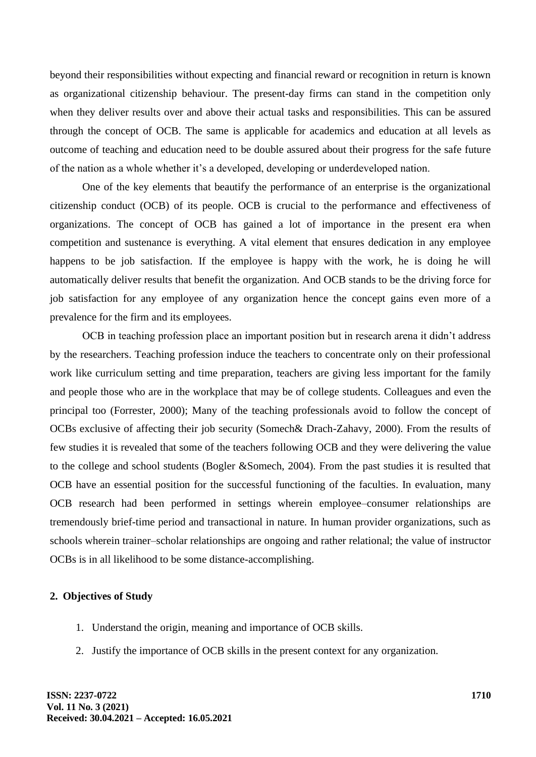beyond their responsibilities without expecting and financial reward or recognition in return is known as organizational citizenship behaviour. The present-day firms can stand in the competition only when they deliver results over and above their actual tasks and responsibilities. This can be assured through the concept of OCB. The same is applicable for academics and education at all levels as outcome of teaching and education need to be double assured about their progress for the safe future of the nation as a whole whether it's a developed, developing or underdeveloped nation.

One of the key elements that beautify the performance of an enterprise is the organizational citizenship conduct (OCB) of its people. OCB is crucial to the performance and effectiveness of organizations. The concept of OCB has gained a lot of importance in the present era when competition and sustenance is everything. A vital element that ensures dedication in any employee happens to be job satisfaction. If the employee is happy with the work, he is doing he will automatically deliver results that benefit the organization. And OCB stands to be the driving force for job satisfaction for any employee of any organization hence the concept gains even more of a prevalence for the firm and its employees.

OCB in teaching profession place an important position but in research arena it didn't address by the researchers. Teaching profession induce the teachers to concentrate only on their professional work like curriculum setting and time preparation, teachers are giving less important for the family and people those who are in the workplace that may be of college students. Colleagues and even the principal too (Forrester, 2000); Many of the teaching professionals avoid to follow the concept of OCBs exclusive of affecting their job security (Somech& Drach-Zahavy, 2000). From the results of few studies it is revealed that some of the teachers following OCB and they were delivering the value to the college and school students (Bogler &Somech, 2004). From the past studies it is resulted that OCB have an essential position for the successful functioning of the faculties. In evaluation, many OCB research had been performed in settings wherein employee–consumer relationships are tremendously brief-time period and transactional in nature. In human provider organizations, such as schools wherein trainer–scholar relationships are ongoing and rather relational; the value of instructor OCBs is in all likelihood to be some distance-accomplishing.

## 2. Objectives of Study

1. Understand the origin, meaning and importance of OCB skills.
2. Justify the importance of OCB skills in the present context for any organization.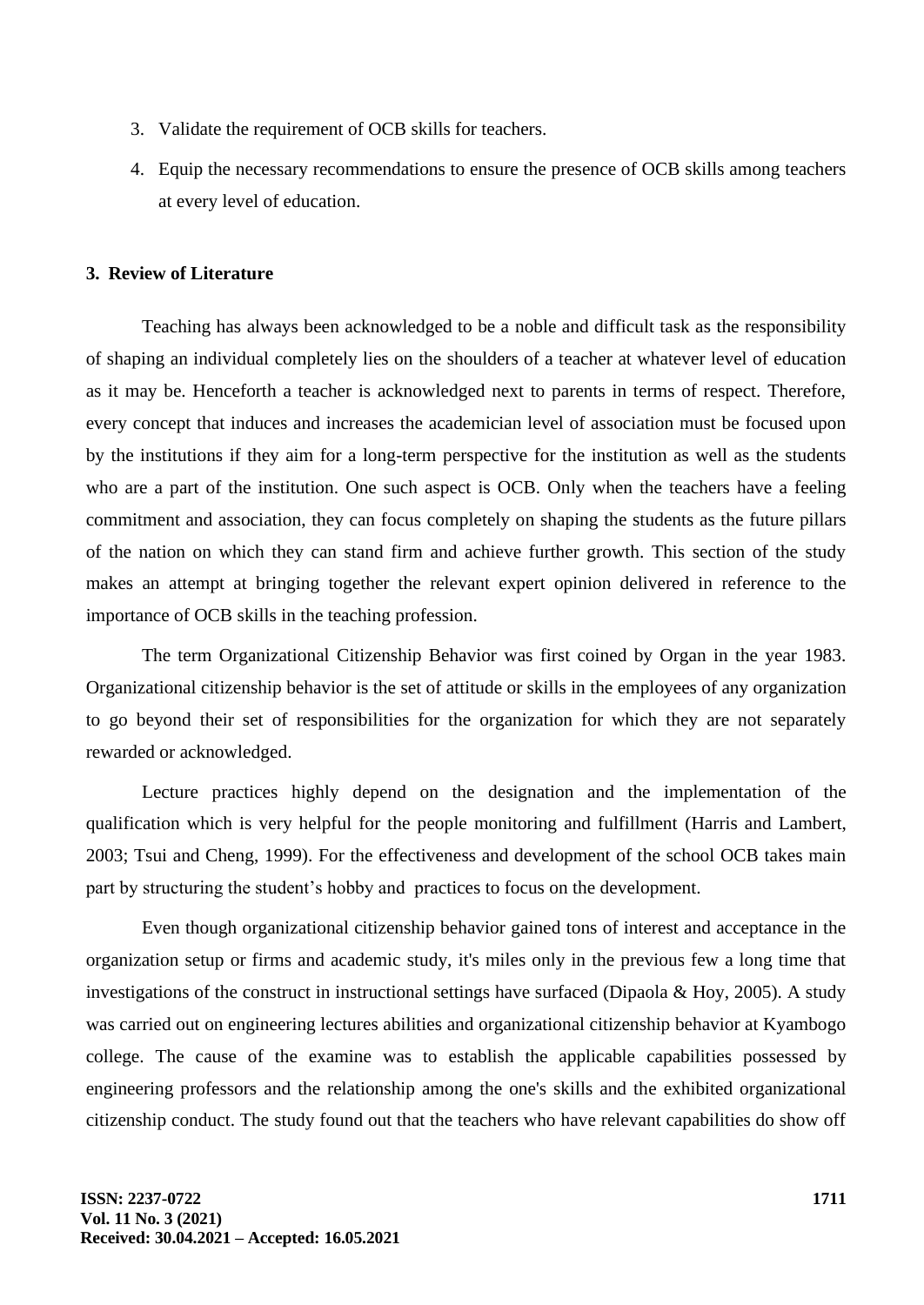3. Validate the requirement of OCB skills for teachers.
4. Equip the necessary recommendations to ensure the presence of OCB skills among teachers at every level of education.

## 3. Review of Literature

Teaching has always been acknowledged to be a noble and difficult task as the responsibility of shaping an individual completely lies on the shoulders of a teacher at whatever level of education as it may be. Henceforth a teacher is acknowledged next to parents in terms of respect. Therefore, every concept that induces and increases the academician level of association must be focused upon by the institutions if they aim for a long-term perspective for the institution as well as the students who are a part of the institution. One such aspect is OCB. Only when the teachers have a feeling commitment and association, they can focus completely on shaping the students as the future pillars of the nation on which they can stand firm and achieve further growth. This section of the study makes an attempt at bringing together the relevant expert opinion delivered in reference to the importance of OCB skills in the teaching profession.

The term Organizational Citizenship Behavior was first coined by Organ in the year 1983. Organizational citizenship behavior is the set of attitude or skills in the employees of any organization to go beyond their set of responsibilities for the organization for which they are not separately rewarded or acknowledged.

Lecture practices highly depend on the designation and the implementation of the qualification which is very helpful for the people monitoring and fulfillment (Harris and Lambert, 2003; Tsui and Cheng, 1999). For the effectiveness and development of the school OCB takes main part by structuring the student's hobby and practices to focus on the development.

Even though organizational citizenship behavior gained tons of interest and acceptance in the organization setup or firms and academic study, it's miles only in the previous few a long time that investigations of the construct in instructional settings have surfaced (Dipaola & Hoy, 2005). A study was carried out on engineering lectures abilities and organizational citizenship behavior at Kyambogo college. The cause of the examine was to establish the applicable capabilities possessed by engineering professors and the relationship among the one's skills and the exhibited organizational citizenship conduct. The study found out that the teachers who have relevant capabilities do show off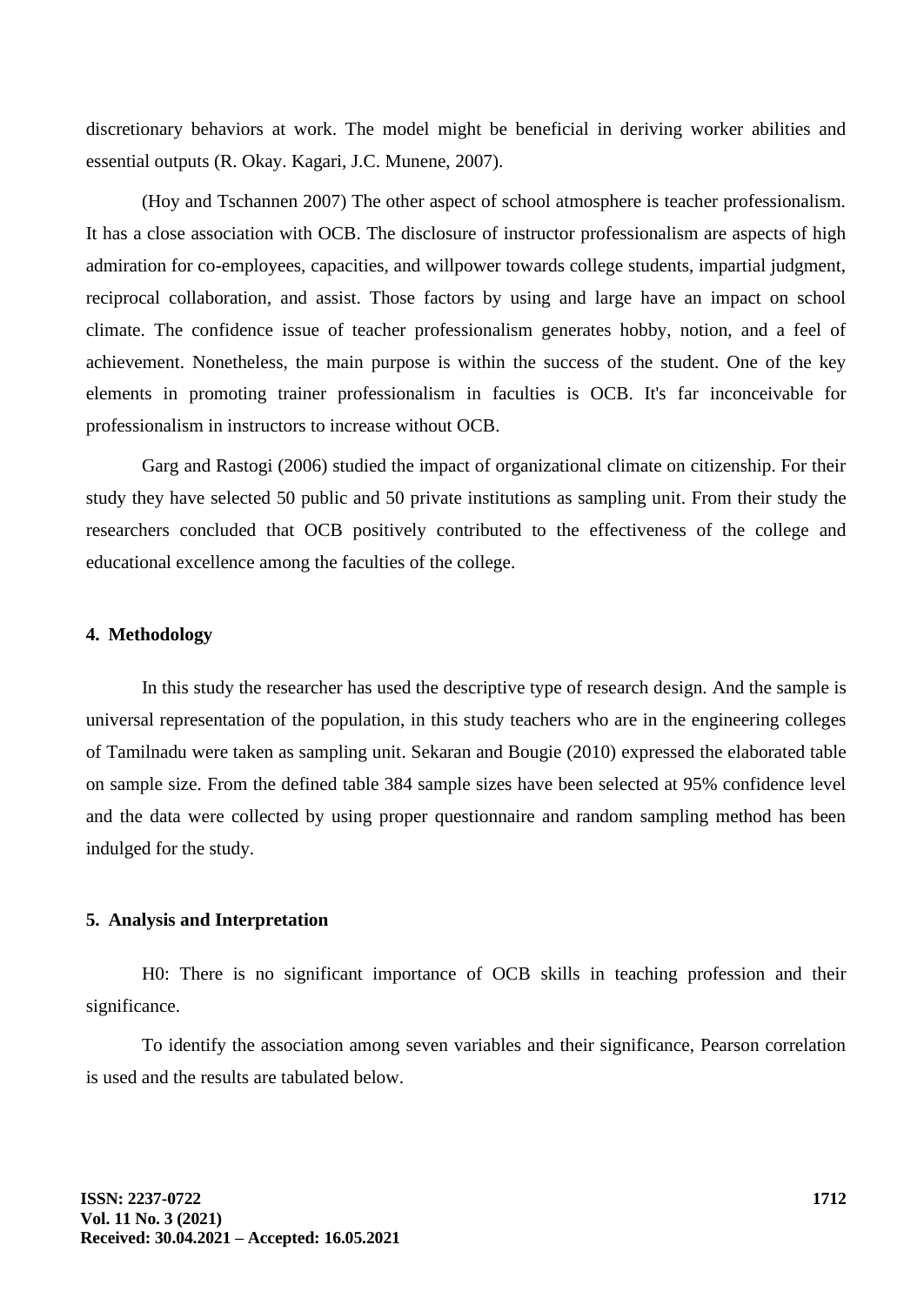discretionary behaviors at work. The model might be beneficial in deriving worker abilities and essential outputs (R. Okay. Kagari, J.C. Munene, 2007).

(Hoy and Tschannen 2007) The other aspect of school atmosphere is teacher professionalism. It has a close association with OCB. The disclosure of instructor professionalism are aspects of high admiration for co-employees, capacities, and willpower towards college students, impartial judgment, reciprocal collaboration, and assist. Those factors by using and large have an impact on school climate. The confidence issue of teacher professionalism generates hobby, notion, and a feel of achievement. Nonetheless, the main purpose is within the success of the student. One of the key elements in promoting trainer professionalism in faculties is OCB. It's far inconceivable for professionalism in instructors to increase without OCB.

Garg and Rastogi (2006) studied the impact of organizational climate on citizenship. For their study they have selected 50 public and 50 private institutions as sampling unit. From their study the researchers concluded that OCB positively contributed to the effectiveness of the college and educational excellence among the faculties of the college.

## 4. Methodology

In this study the researcher has used the descriptive type of research design. And the sample is universal representation of the population, in this study teachers who are in the engineering colleges of Tamilnadu were taken as sampling unit. Sekaran and Bougie (2010) expressed the elaborated table on sample size. From the defined table 384 sample sizes have been selected at 95% confidence level and the data were collected by using proper questionnaire and random sampling method has been indulged for the study.

## 5. Analysis and Interpretation

H0: There is no significant importance of OCB skills in teaching profession and their significance.

To identify the association among seven variables and their significance, Pearson correlation is used and the results are tabulated below.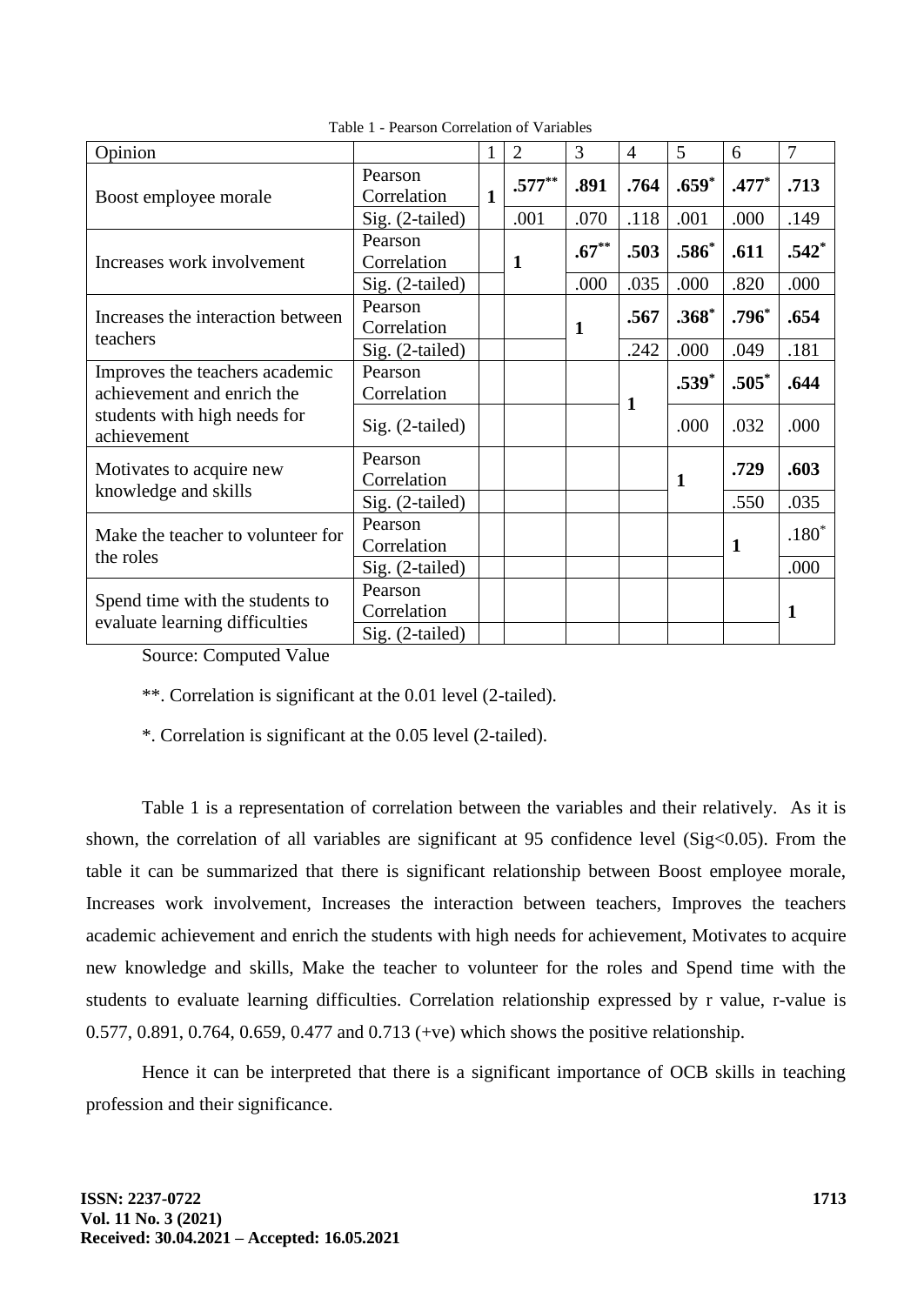Table 1 - Pearson Correlation of Variables

| Opinion | | 1 | 2 | 3 | 4 | 5 | 6 | 7 |
|---|---|---|---|---|---|---|---|---|
| Boost employee morale | Pearson Correlation | **1** | **.577****[**]** | **.891** | **.764** | **.659**[*] | **.477**[*] | **.713** |
| | Sig. (2-tailed) | | .001 | .070 | .118 | .001 | .000 | .149 |
| Increases work involvement | Pearson Correlation | | **1** | **.67**[**] | **.503** | **.586**[*] | **.611** | **.542**[*] |
| | Sig. (2-tailed) | | | .000 | .035 | .000 | .820 | .000 |
| Increases the interaction between teachers | Pearson Correlation | | | **1** | **.567** | **.368**[*] | **.796**[*] | **.654** |
| | Sig. (2-tailed) | | | | .242 | .000 | .049 | .181 |
| Improves the teachers academic achievement and enrich the students with high needs for achievement | Pearson Correlation | | | | **1** | **.539**[*] | **.505**[*] | **.644** |
| | Sig. (2-tailed) | | | | | .000 | .032 | .000 |
| Motivates to acquire new knowledge and skills | Pearson Correlation | | | | | **1** | **.729** | **.603** |
| | Sig. (2-tailed) | | | | | | .550 | .035 |
| Make the teacher to volunteer for the roles | Pearson Correlation | | | | | | **1** | .180[*] |
| | Sig. (2-tailed) | | | | | | | .000 |
| Spend time with the students to evaluate learning difficulties | Pearson Correlation | | | | | | | **1** |
| | Sig. (2-tailed) | | | | | | | |

Source: Computed Value

**. Correlation is significant at the 0.01 level (2-tailed).

*. Correlation is significant at the 0.05 level (2-tailed).

Table 1 is a representation of correlation between the variables and their relatively. As it is shown, the correlation of all variables are significant at 95 confidence level (Sig<0.05). From the table it can be summarized that there is significant relationship between Boost employee morale, Increases work involvement, Increases the interaction between teachers, Improves the teachers academic achievement and enrich the students with high needs for achievement, Motivates to acquire new knowledge and skills, Make the teacher to volunteer for the roles and Spend time with the students to evaluate learning difficulties. Correlation relationship expressed by r value, r-value is 0.577, 0.891, 0.764, 0.659, 0.477 and 0.713 (+ve) which shows the positive relationship.

Hence it can be interpreted that there is a significant importance of OCB skills in teaching profession and their significance.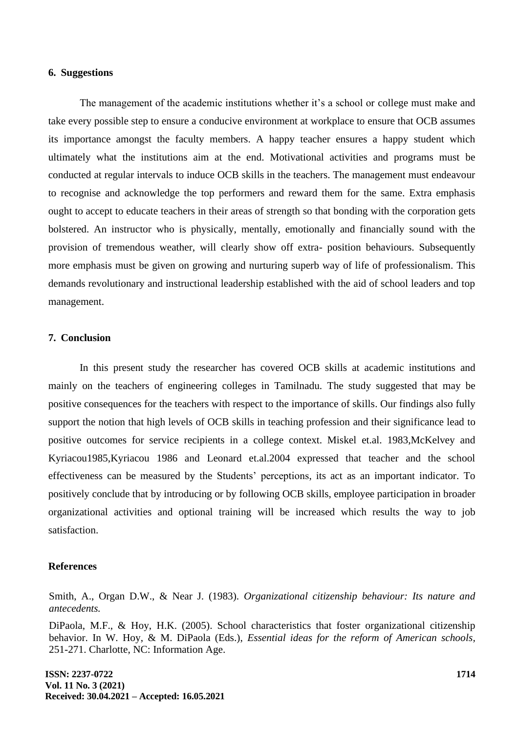## 6. Suggestions

The management of the academic institutions whether it's a school or college must make and take every possible step to ensure a conducive environment at workplace to ensure that OCB assumes its importance amongst the faculty members. A happy teacher ensures a happy student which ultimately what the institutions aim at the end. Motivational activities and programs must be conducted at regular intervals to induce OCB skills in the teachers. The management must endeavour to recognise and acknowledge the top performers and reward them for the same. Extra emphasis ought to accept to educate teachers in their areas of strength so that bonding with the corporation gets bolstered. An instructor who is physically, mentally, emotionally and financially sound with the provision of tremendous weather, will clearly show off extra- position behaviours. Subsequently more emphasis must be given on growing and nurturing superb way of life of professionalism. This demands revolutionary and instructional leadership established with the aid of school leaders and top management.

## 7. Conclusion

In this present study the researcher has covered OCB skills at academic institutions and mainly on the teachers of engineering colleges in Tamilnadu. The study suggested that may be positive consequences for the teachers with respect to the importance of skills. Our findings also fully support the notion that high levels of OCB skills in teaching profession and their significance lead to positive outcomes for service recipients in a college context. Miskel et.al. 1983,McKelvey and Kyriacou1985,Kyriacou 1986 and Leonard et.al.2004 expressed that teacher and the school effectiveness can be measured by the Students' perceptions, its act as an important indicator. To positively conclude that by introducing or by following OCB skills, employee participation in broader organizational activities and optional training will be increased which results the way to job satisfaction.

## References

Smith, A., Organ D.W., & Near J. (1983). *Organizational citizenship behaviour: Its nature and antecedents.*

DiPaola, M.F., & Hoy, H.K. (2005). School characteristics that foster organizational citizenship behavior. In W. Hoy, & M. DiPaola (Eds.), *Essential ideas for the reform of American schools*, 251-271. Charlotte, NC: Information Age.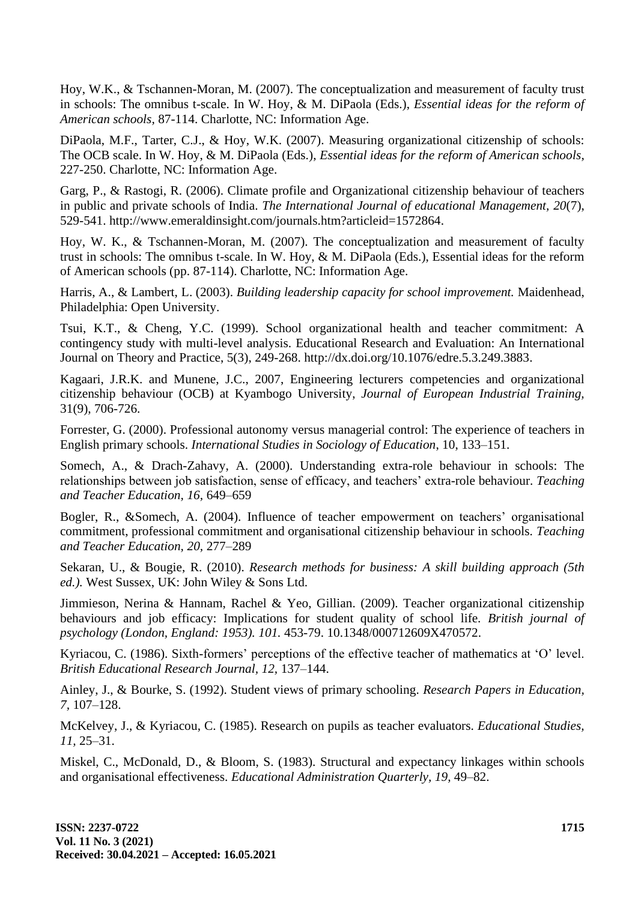Hoy, W.K., & Tschannen-Moran, M. (2007). The conceptualization and measurement of faculty trust in schools: The omnibus t-scale. In W. Hoy, & M. DiPaola (Eds.), *Essential ideas for the reform of American schools*, 87-114. Charlotte, NC: Information Age.

DiPaola, M.F., Tarter, C.J., & Hoy, W.K. (2007). Measuring organizational citizenship of schools: The OCB scale. In W. Hoy, & M. DiPaola (Eds.), *Essential ideas for the reform of American schools*, 227-250. Charlotte, NC: Information Age.

Garg, P., & Rastogi, R. (2006). Climate profile and Organizational citizenship behaviour of teachers in public and private schools of India. *The International Journal of educational Management*, *20*(7), 529-541. http://www.emeraldinsight.com/journals.htm?articleid=1572864.

Hoy, W. K., & Tschannen-Moran, M. (2007). The conceptualization and measurement of faculty trust in schools: The omnibus t-scale. In W. Hoy, & M. DiPaola (Eds.), Essential ideas for the reform of American schools (pp. 87-114). Charlotte, NC: Information Age.

Harris, A., & Lambert, L. (2003). *Building leadership capacity for school improvement.* Maidenhead, Philadelphia: Open University.

Tsui, K.T., & Cheng, Y.C. (1999). School organizational health and teacher commitment: A contingency study with multi-level analysis. Educational Research and Evaluation: An International Journal on Theory and Practice, 5(3), 249-268. http://dx.doi.org/10.1076/edre.5.3.249.3883.

Kagaari, J.R.K. and Munene, J.C., 2007, Engineering lecturers competencies and organizational citizenship behaviour (OCB) at Kyambogo University, *Journal of European Industrial Training*, 31(9), 706-726.

Forrester, G. (2000). Professional autonomy versus managerial control: The experience of teachers in English primary schools. *International Studies in Sociology of Education*, 10, 133–151.

Somech, A., & Drach-Zahavy, A. (2000). Understanding extra-role behaviour in schools: The relationships between job satisfaction, sense of efficacy, and teachers' extra-role behaviour. *Teaching and Teacher Education, 16,* 649–659

Bogler, R., &Somech, A. (2004). Influence of teacher empowerment on teachers' organisational commitment, professional commitment and organisational citizenship behaviour in schools. *Teaching and Teacher Education, 20,* 277–289

Sekaran, U., & Bougie, R. (2010). *Research methods for business: A skill building approach (5th ed.).* West Sussex, UK: John Wiley & Sons Ltd.

Jimmieson, Nerina & Hannam, Rachel & Yeo, Gillian. (2009). Teacher organizational citizenship behaviours and job efficacy: Implications for student quality of school life. *British journal of psychology (London, England: 1953). 101.* 453-79. 10.1348/000712609X470572.

Kyriacou, C. (1986). Sixth-formers' perceptions of the effective teacher of mathematics at 'O' level. *British Educational Research Journal, 12,* 137–144.

Ainley, J., & Bourke, S. (1992). Student views of primary schooling. *Research Papers in Education, 7,* 107–128.

McKelvey, J., & Kyriacou, C. (1985). Research on pupils as teacher evaluators. *Educational Studies, 11,* 25–31.

Miskel, C., McDonald, D., & Bloom, S. (1983). Structural and expectancy linkages within schools and organisational effectiveness. *Educational Administration Quarterly, 19,* 49–82.